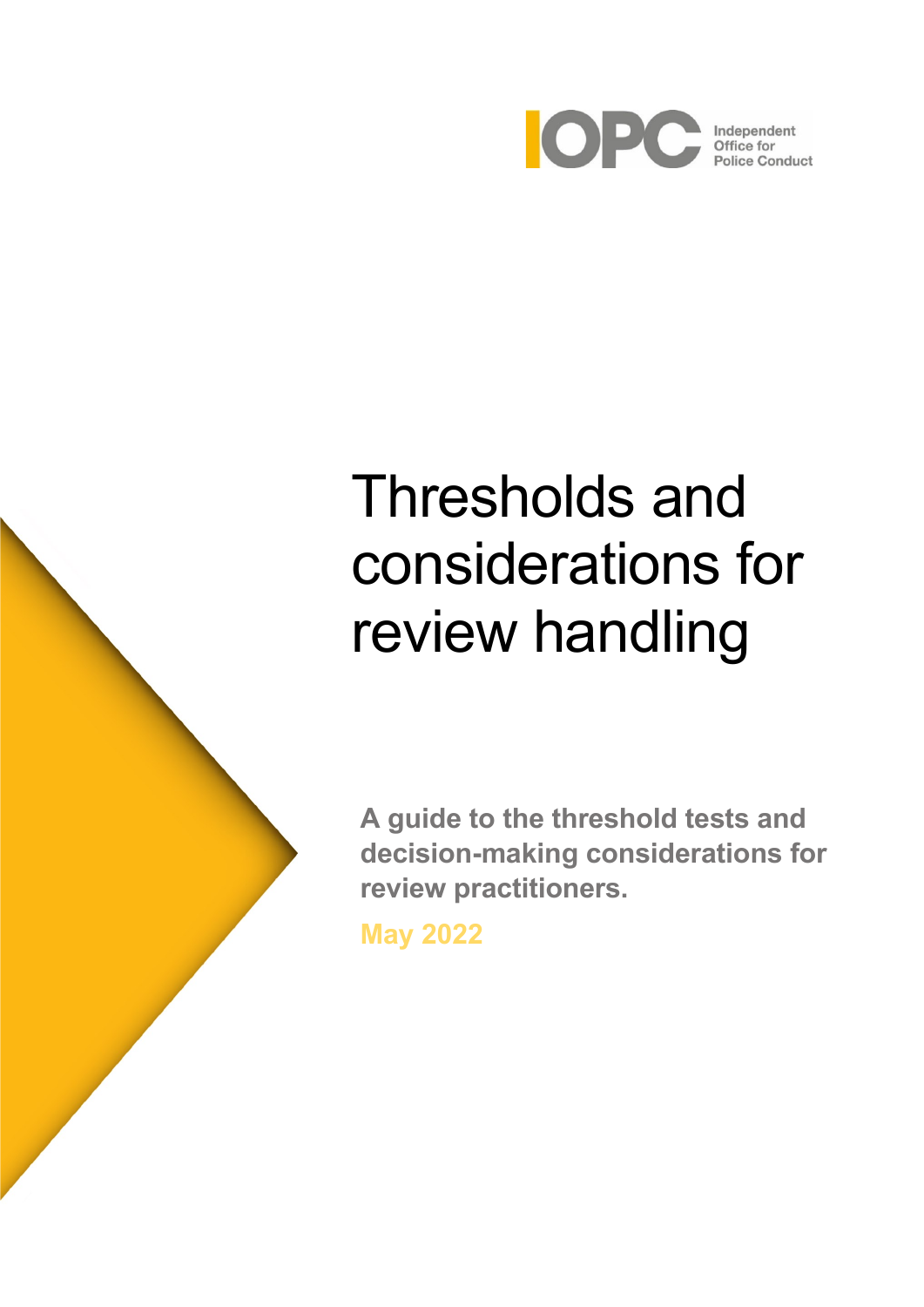Independent Office for Police Conduct

# Thresholds and considerations for review handling

**A guide to the threshold tests and decision-making considerations for review practitioners.**

**May 2022**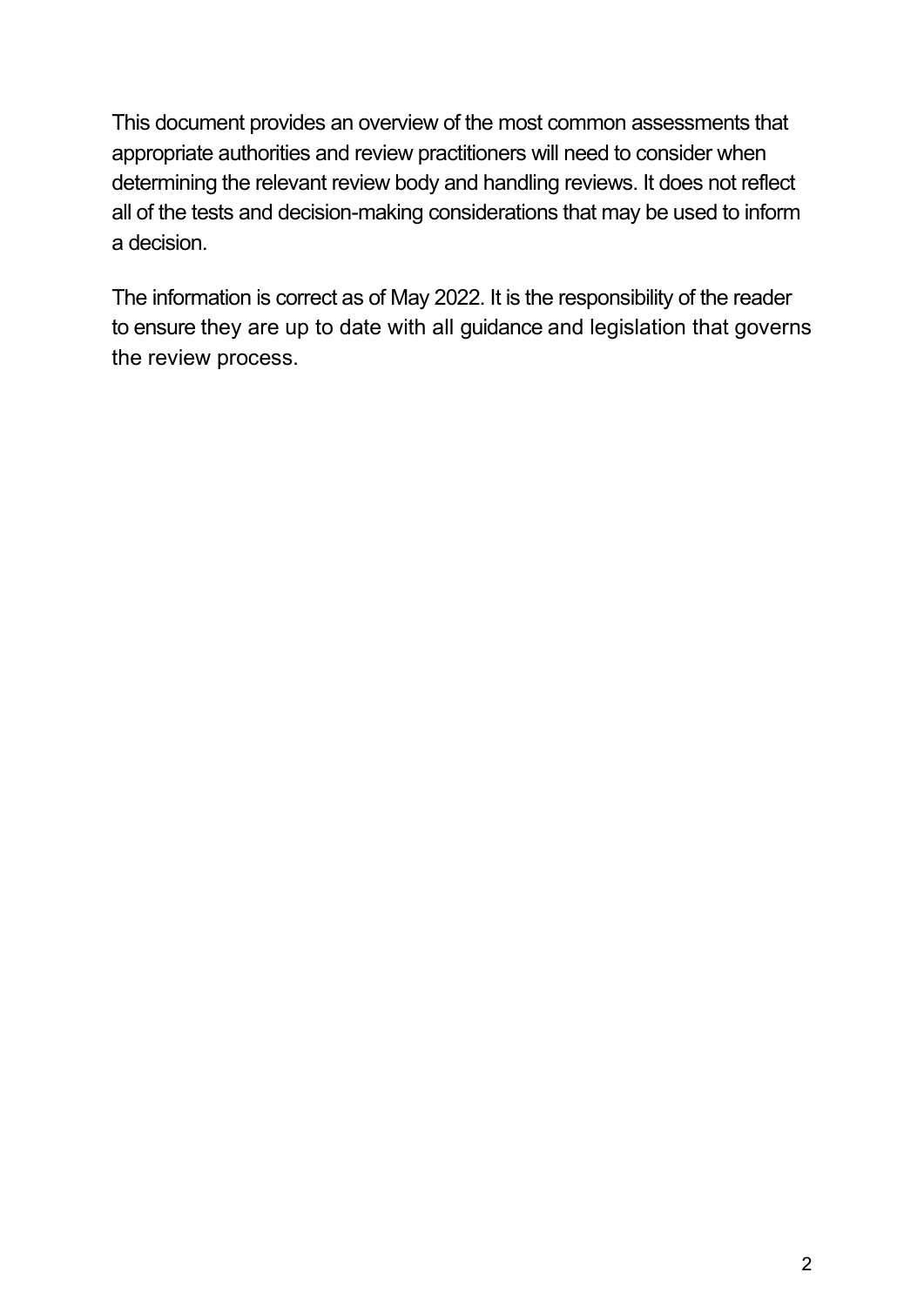This document provides an overview of the most common assessments that appropriate authorities and review practitioners will need to consider when determining the relevant review body and handling reviews. It does not reflect all of the tests and decision-making considerations that may be used to inform a decision.

The information is correct as of May 2022. It is the responsibility of the reader to ensure they are up to date with all guidance and legislation that governs the review process.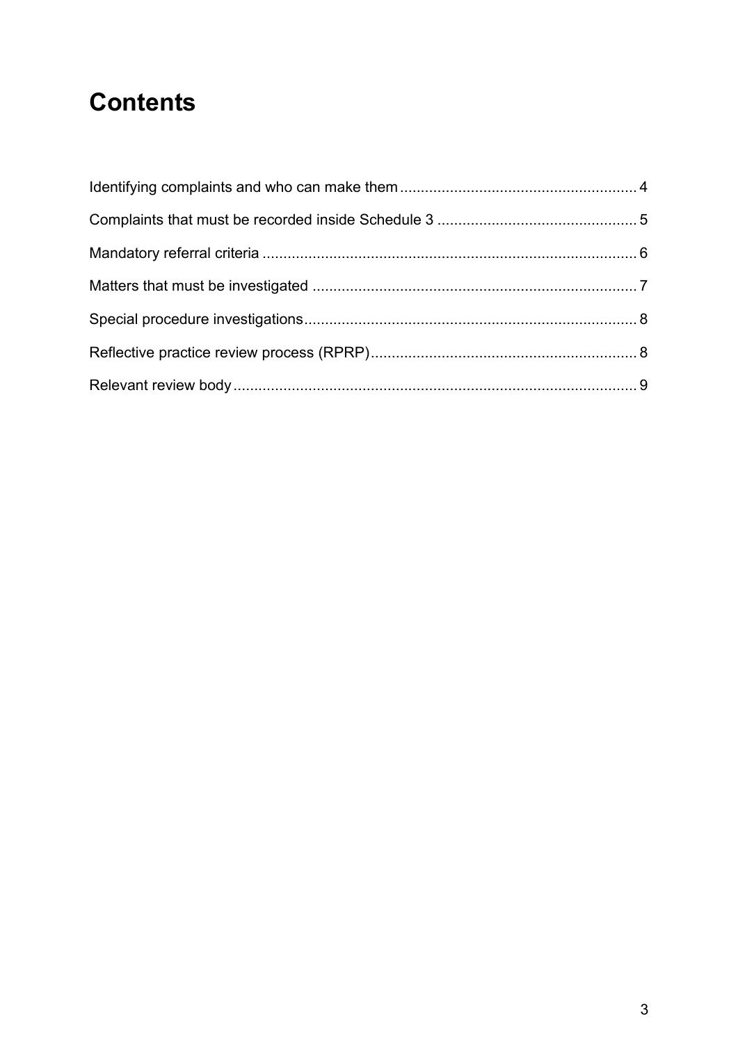# Contents

Identifying complaints and who can make them ........................................................ 4

Complaints that must be recorded inside Schedule 3 ................................................ 5

Mandatory referral criteria ......................................................................................... 6

Matters that must be investigated ............................................................................. 7

Special procedure investigations ............................................................................... 8

Reflective practice review process (RPRP) ............................................................... 8

Relevant review body ................................................................................................ 9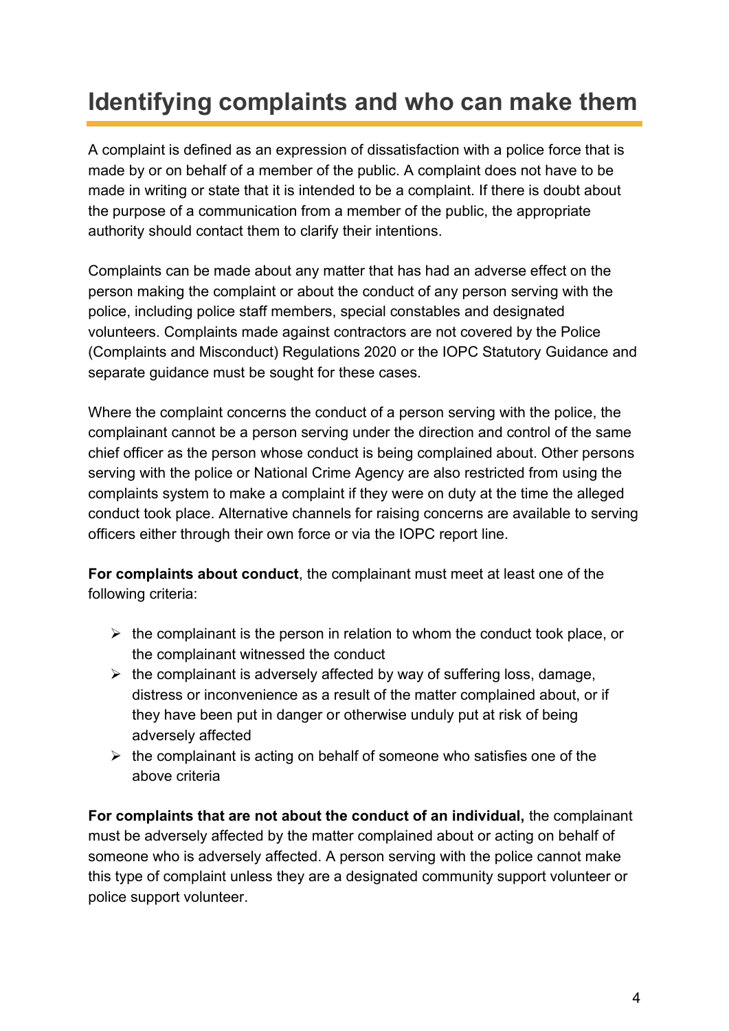## Identifying complaints and who can make them

A complaint is defined as an expression of dissatisfaction with a police force that is made by or on behalf of a member of the public. A complaint does not have to be made in writing or state that it is intended to be a complaint. If there is doubt about the purpose of a communication from a member of the public, the appropriate authority should contact them to clarify their intentions.

Complaints can be made about any matter that has had an adverse effect on the person making the complaint or about the conduct of any person serving with the police, including police staff members, special constables and designated volunteers. Complaints made against contractors are not covered by the Police (Complaints and Misconduct) Regulations 2020 or the IOPC Statutory Guidance and separate guidance must be sought for these cases.

Where the complaint concerns the conduct of a person serving with the police, the complainant cannot be a person serving under the direction and control of the same chief officer as the person whose conduct is being complained about. Other persons serving with the police or National Crime Agency are also restricted from using the complaints system to make a complaint if they were on duty at the time the alleged conduct took place. Alternative channels for raising concerns are available to serving officers either through their own force or via the IOPC report line.

**For complaints about conduct**, the complainant must meet at least one of the following criteria:

- the complainant is the person in relation to whom the conduct took place, or the complainant witnessed the conduct
- the complainant is adversely affected by way of suffering loss, damage, distress or inconvenience as a result of the matter complained about, or if they have been put in danger or otherwise unduly put at risk of being adversely affected
- the complainant is acting on behalf of someone who satisfies one of the above criteria

**For complaints that are not about the conduct of an individual,** the complainant must be adversely affected by the matter complained about or acting on behalf of someone who is adversely affected. A person serving with the police cannot make this type of complaint unless they are a designated community support volunteer or police support volunteer.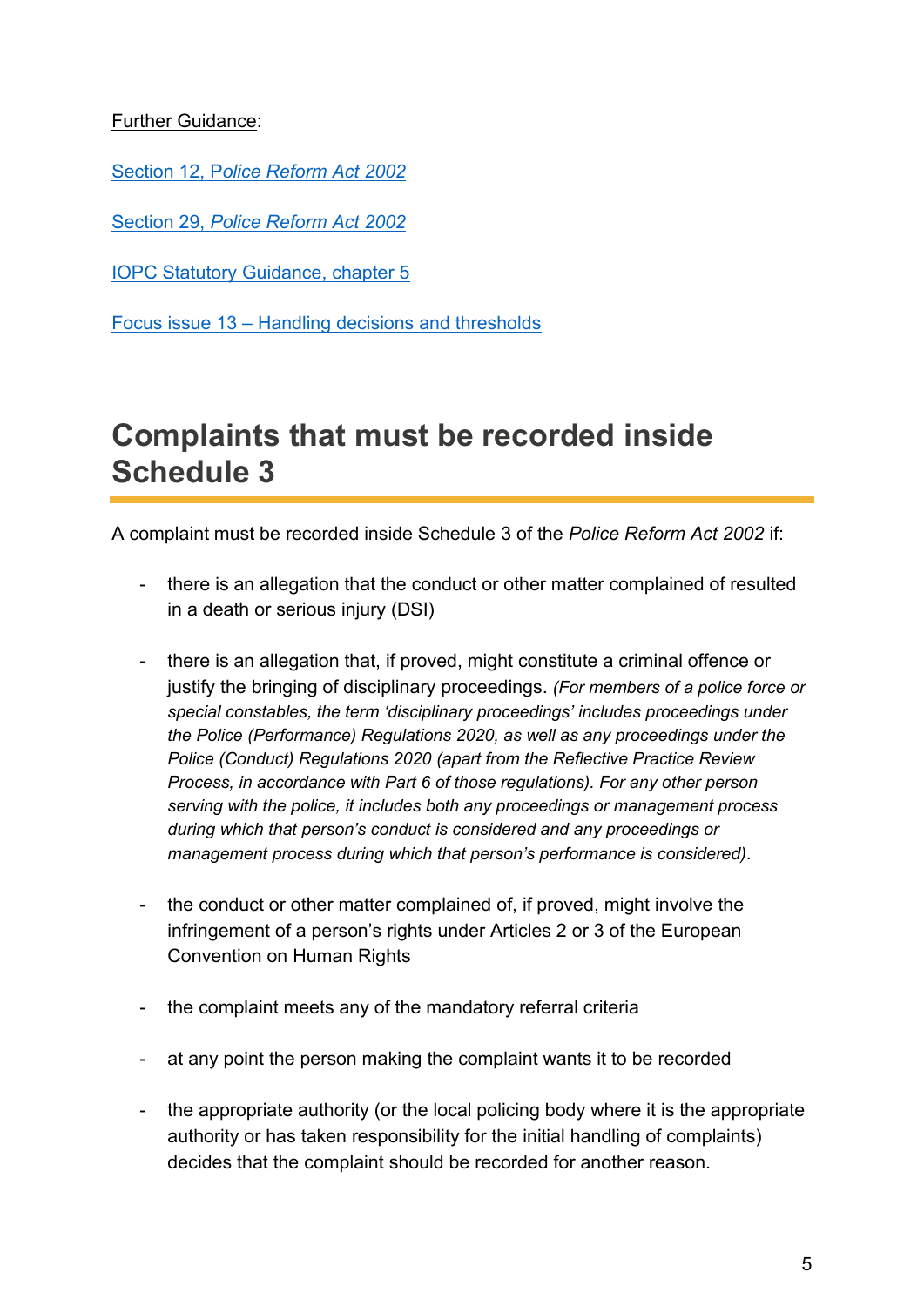Further Guidance:

[Section 12, Police Reform Act 2002]

[Section 29, *Police Reform Act 2002*]

[IOPC Statutory Guidance, chapter 5]

[Focus issue 13 – Handling decisions and thresholds]

## Complaints that must be recorded inside Schedule 3

A complaint must be recorded inside Schedule 3 of the *Police Reform Act 2002* if:

- there is an allegation that the conduct or other matter complained of resulted in a death or serious injury (DSI)
- there is an allegation that, if proved, might constitute a criminal offence or justify the bringing of disciplinary proceedings. *(For members of a police force or special constables, the term 'disciplinary proceedings' includes proceedings under the Police (Performance) Regulations 2020, as well as any proceedings under the Police (Conduct) Regulations 2020 (apart from the Reflective Practice Review Process, in accordance with Part 6 of those regulations). For any other person serving with the police, it includes both any proceedings or management process during which that person's conduct is considered and any proceedings or management process during which that person's performance is considered).*
- the conduct or other matter complained of, if proved, might involve the infringement of a person's rights under Articles 2 or 3 of the European Convention on Human Rights
- the complaint meets any of the mandatory referral criteria
- at any point the person making the complaint wants it to be recorded
- the appropriate authority (or the local policing body where it is the appropriate authority or has taken responsibility for the initial handling of complaints) decides that the complaint should be recorded for another reason.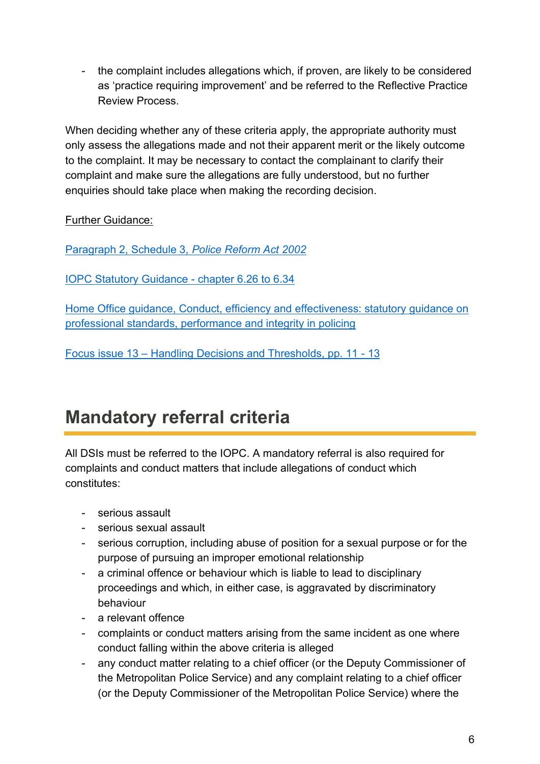- the complaint includes allegations which, if proven, are likely to be considered as 'practice requiring improvement' and be referred to the Reflective Practice Review Process.

When deciding whether any of these criteria apply, the appropriate authority must only assess the allegations made and not their apparent merit or the likely outcome to the complaint. It may be necessary to contact the complainant to clarify their complaint and make sure the allegations are fully understood, but no further enquiries should take place when making the recording decision.

Further Guidance:

[Paragraph 2, Schedule 3, *Police Reform Act 2002*]()

[IOPC Statutory Guidance - chapter 6.26 to 6.34]()

[Home Office guidance, Conduct, efficiency and effectiveness: statutory guidance on professional standards, performance and integrity in policing]()

[Focus issue 13 – Handling Decisions and Thresholds, pp. 11 - 13]()

## Mandatory referral criteria

All DSIs must be referred to the IOPC. A mandatory referral is also required for complaints and conduct matters that include allegations of conduct which constitutes:

- serious assault
- serious sexual assault
- serious corruption, including abuse of position for a sexual purpose or for the purpose of pursuing an improper emotional relationship
- a criminal offence or behaviour which is liable to lead to disciplinary proceedings and which, in either case, is aggravated by discriminatory behaviour
- a relevant offence
- complaints or conduct matters arising from the same incident as one where conduct falling within the above criteria is alleged
- any conduct matter relating to a chief officer (or the Deputy Commissioner of the Metropolitan Police Service) and any complaint relating to a chief officer (or the Deputy Commissioner of the Metropolitan Police Service) where the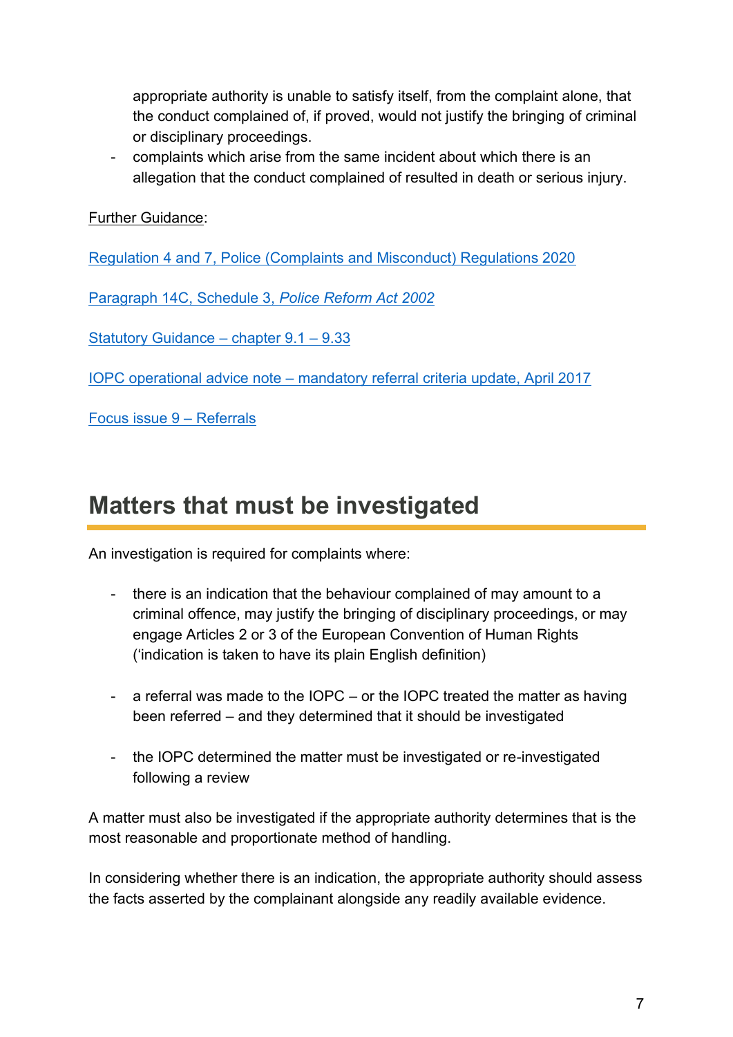appropriate authority is unable to satisfy itself, from the complaint alone, that the conduct complained of, if proved, would not justify the bringing of criminal or disciplinary proceedings.

- complaints which arise from the same incident about which there is an allegation that the conduct complained of resulted in death or serious injury.

Further Guidance:

Regulation 4 and 7, Police (Complaints and Misconduct) Regulations 2020

Paragraph 14C, Schedule 3, *Police Reform Act 2002*

Statutory Guidance – chapter 9.1 – 9.33

IOPC operational advice note – mandatory referral criteria update, April 2017

Focus issue 9 – Referrals

## Matters that must be investigated

An investigation is required for complaints where:

- there is an indication that the behaviour complained of may amount to a criminal offence, may justify the bringing of disciplinary proceedings, or may engage Articles 2 or 3 of the European Convention of Human Rights (‘indication is taken to have its plain English definition)

- a referral was made to the IOPC – or the IOPC treated the matter as having been referred – and they determined that it should be investigated

- the IOPC determined the matter must be investigated or re-investigated following a review

A matter must also be investigated if the appropriate authority determines that is the most reasonable and proportionate method of handling.

In considering whether there is an indication, the appropriate authority should assess the facts asserted by the complainant alongside any readily available evidence.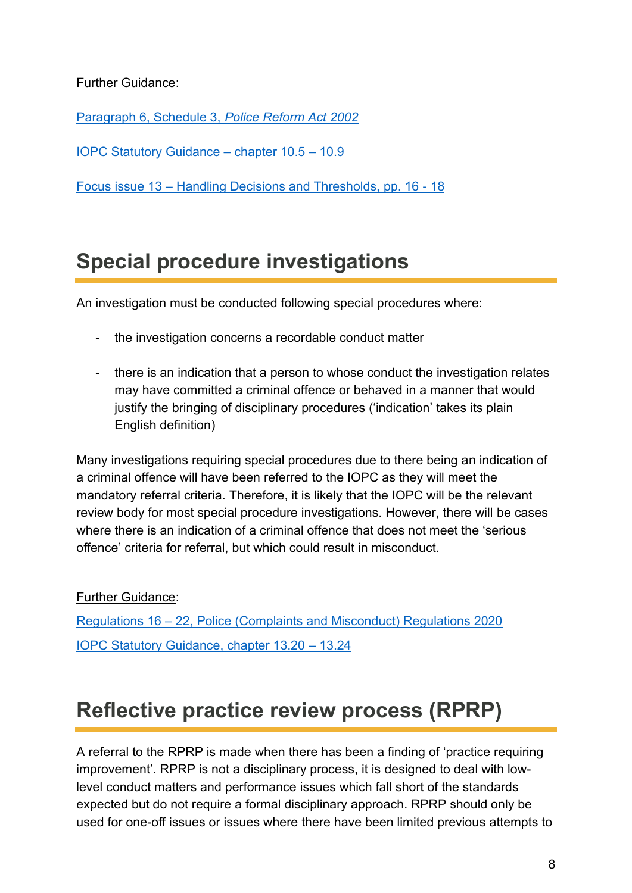Further Guidance:

Paragraph 6, Schedule 3, *Police Reform Act 2002*

IOPC Statutory Guidance – chapter 10.5 – 10.9

Focus issue 13 – Handling Decisions and Thresholds, pp. 16 - 18

## Special procedure investigations

An investigation must be conducted following special procedures where:

- the investigation concerns a recordable conduct matter
- there is an indication that a person to whose conduct the investigation relates may have committed a criminal offence or behaved in a manner that would justify the bringing of disciplinary procedures ('indication' takes its plain English definition)

Many investigations requiring special procedures due to there being an indication of a criminal offence will have been referred to the IOPC as they will meet the mandatory referral criteria. Therefore, it is likely that the IOPC will be the relevant review body for most special procedure investigations. However, there will be cases where there is an indication of a criminal offence that does not meet the 'serious offence' criteria for referral, but which could result in misconduct.

Further Guidance:

Regulations 16 – 22, Police (Complaints and Misconduct) Regulations 2020

IOPC Statutory Guidance, chapter 13.20 – 13.24

## Reflective practice review process (RPRP)

A referral to the RPRP is made when there has been a finding of 'practice requiring improvement'. RPRP is not a disciplinary process, it is designed to deal with low-level conduct matters and performance issues which fall short of the standards expected but do not require a formal disciplinary approach. RPRP should only be used for one-off issues or issues where there have been limited previous attempts to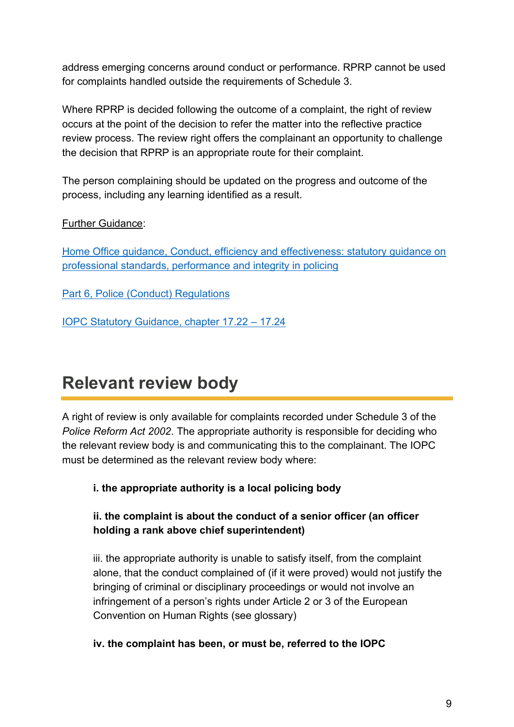address emerging concerns around conduct or performance. RPRP cannot be used for complaints handled outside the requirements of Schedule 3.

Where RPRP is decided following the outcome of a complaint, the right of review occurs at the point of the decision to refer the matter into the reflective practice review process. The review right offers the complainant an opportunity to challenge the decision that RPRP is an appropriate route for their complaint.

The person complaining should be updated on the progress and outcome of the process, including any learning identified as a result.

Further Guidance:

Home Office guidance, Conduct, efficiency and effectiveness: statutory guidance on professional standards, performance and integrity in policing

Part 6, Police (Conduct) Regulations

IOPC Statutory Guidance, chapter 17.22 – 17.24

## Relevant review body

A right of review is only available for complaints recorded under Schedule 3 of the *Police Reform Act 2002*. The appropriate authority is responsible for deciding who the relevant review body is and communicating this to the complainant. The IOPC must be determined as the relevant review body where:

**i. the appropriate authority is a local policing body**

**ii. the complaint is about the conduct of a senior officer (an officer holding a rank above chief superintendent)**

iii. the appropriate authority is unable to satisfy itself, from the complaint alone, that the conduct complained of (if it were proved) would not justify the bringing of criminal or disciplinary proceedings or would not involve an infringement of a person's rights under Article 2 or 3 of the European Convention on Human Rights (see glossary)

**iv. the complaint has been, or must be, referred to the IOPC**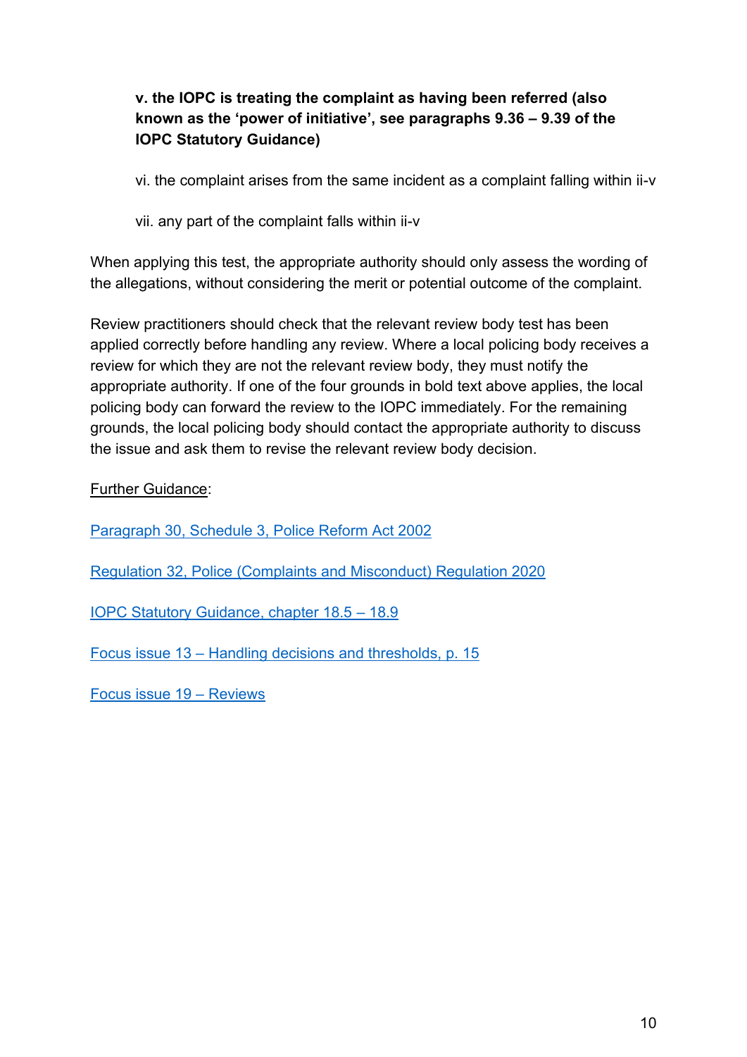**v. the IOPC is treating the complaint as having been referred (also known as the 'power of initiative', see paragraphs 9.36 – 9.39 of the IOPC Statutory Guidance)**

vi. the complaint arises from the same incident as a complaint falling within ii-v

vii. any part of the complaint falls within ii-v

When applying this test, the appropriate authority should only assess the wording of the allegations, without considering the merit or potential outcome of the complaint.

Review practitioners should check that the relevant review body test has been applied correctly before handling any review. Where a local policing body receives a review for which they are not the relevant review body, they must notify the appropriate authority. If one of the four grounds in bold text above applies, the local policing body can forward the review to the IOPC immediately. For the remaining grounds, the local policing body should contact the appropriate authority to discuss the issue and ask them to revise the relevant review body decision.

Further Guidance:

Paragraph 30, Schedule 3, Police Reform Act 2002

Regulation 32, Police (Complaints and Misconduct) Regulation 2020

IOPC Statutory Guidance, chapter 18.5 – 18.9

Focus issue 13 – Handling decisions and thresholds, p. 15

Focus issue 19 – Reviews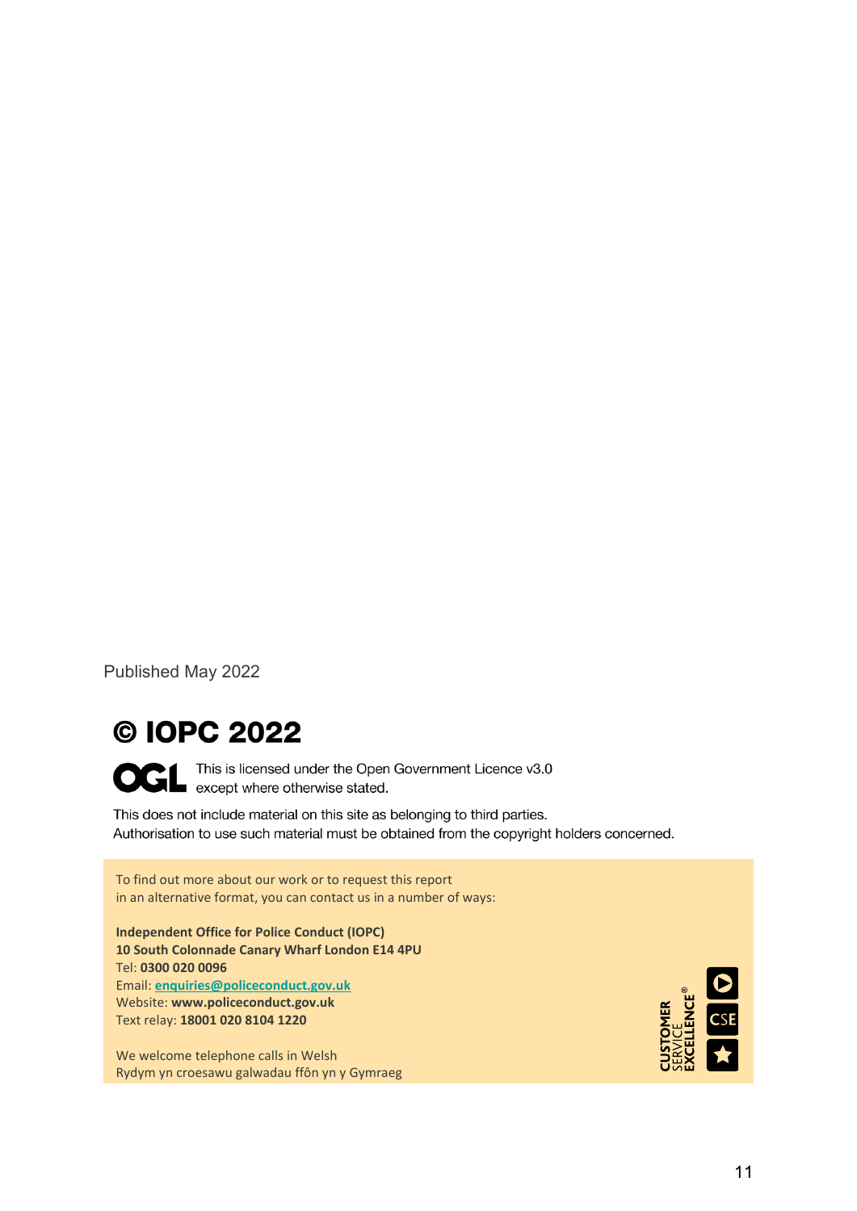Published May 2022

# © IOPC 2022

OGL This is licensed under the Open Government Licence v3.0 except where otherwise stated.

This does not include material on this site as belonging to third parties. Authorisation to use such material must be obtained from the copyright holders concerned.

To find out more about our work or to request this report in an alternative format, you can contact us in a number of ways:

**Independent Office for Police Conduct (IOPC)**
**10 South Colonnade Canary Wharf London E14 4PU**
Tel: **0300 020 0096**
Email: **enquiries@policeconduct.gov.uk**
Website: **www.policeconduct.gov.uk**
Text relay: **18001 020 8104 1220**

We welcome telephone calls in Welsh
Rydym yn croesawu galwadau ffôn yn y Gymraeg

CUSTOMER SERVICE EXCELLENCE® CSE